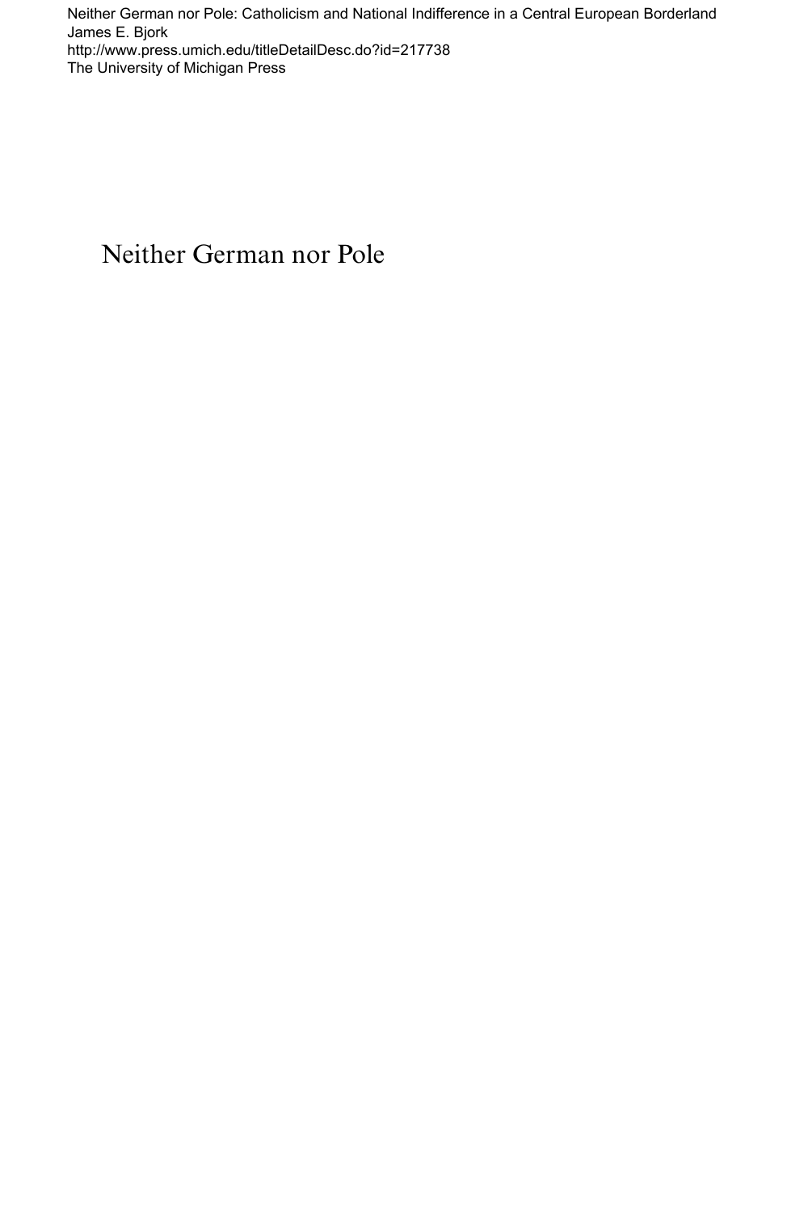Neither German nor Pole: Catholicism and National Indifference in a Central European Borderland
James E. Bjork
http://www.press.umich.edu/titleDetailDesc.do?id=217738
The University of Michigan Press

# Neither German nor Pole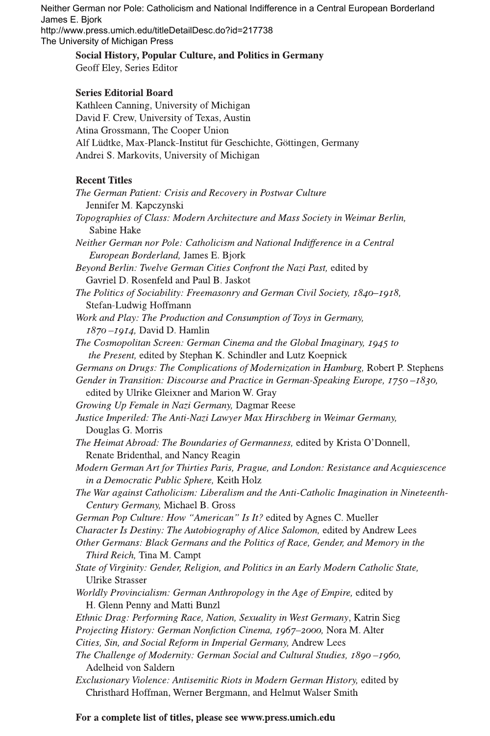Neither German nor Pole: Catholicism and National Indifference in a Central European Borderland
James E. Bjork
http://www.press.umich.edu/titleDetailDesc.do?id=217738
The University of Michigan Press

**Social History, Popular Culture, and Politics in Germany**
Geoff Eley, Series Editor

**Series Editorial Board**
Kathleen Canning, University of Michigan
David F. Crew, University of Texas, Austin
Atina Grossmann, The Cooper Union
Alf Lüdtke, Max-Planck-Institut für Geschichte, Göttingen, Germany
Andrei S. Markovits, University of Michigan

**Recent Titles**

*The German Patient: Crisis and Recovery in Postwar Culture*
Jennifer M. Kapczynski

*Topographies of Class: Modern Architecture and Mass Society in Weimar Berlin,* Sabine Hake

*Neither German nor Pole: Catholicism and National Indifference in a Central European Borderland,* James E. Bjork

*Beyond Berlin: Twelve German Cities Confront the Nazi Past,* edited by Gavriel D. Rosenfeld and Paul B. Jaskot

*The Politics of Sociability: Freemasonry and German Civil Society, 1840–1918,* Stefan-Ludwig Hoffmann

*Work and Play: The Production and Consumption of Toys in Germany, 1870–1914,* David D. Hamlin

*The Cosmopolitan Screen: German Cinema and the Global Imaginary, 1945 to the Present,* edited by Stephan K. Schindler and Lutz Koepnick

*Germans on Drugs: The Complications of Modernization in Hamburg,* Robert P. Stephens

*Gender in Transition: Discourse and Practice in German-Speaking Europe, 1750–1830,* edited by Ulrike Gleixner and Marion W. Gray

*Growing Up Female in Nazi Germany,* Dagmar Reese

*Justice Imperiled: The Anti-Nazi Lawyer Max Hirschberg in Weimar Germany,* Douglas G. Morris

*The Heimat Abroad: The Boundaries of Germanness,* edited by Krista O'Donnell, Renate Bridenthal, and Nancy Reagin

*Modern German Art for Thirties Paris, Prague, and London: Resistance and Acquiescence in a Democratic Public Sphere,* Keith Holz

*The War against Catholicism: Liberalism and the Anti-Catholic Imagination in Nineteenth-Century Germany,* Michael B. Gross

*German Pop Culture: How "American" Is It?* edited by Agnes C. Mueller

*Character Is Destiny: The Autobiography of Alice Salomon,* edited by Andrew Lees

*Other Germans: Black Germans and the Politics of Race, Gender, and Memory in the Third Reich,* Tina M. Campt

*State of Virginity: Gender, Religion, and Politics in an Early Modern Catholic State,* Ulrike Strasser

*Worldly Provincialism: German Anthropology in the Age of Empire,* edited by H. Glenn Penny and Matti Bunzl

*Ethnic Drag: Performing Race, Nation, Sexuality in West Germany*, Katrin Sieg

*Projecting History: German Nonfiction Cinema, 1967–2000,* Nora M. Alter

*Cities, Sin, and Social Reform in Imperial Germany,* Andrew Lees

*The Challenge of Modernity: German Social and Cultural Studies, 1890–1960,* Adelheid von Saldern

*Exclusionary Violence: Antisemitic Riots in Modern German History,* edited by Christhard Hoffman, Werner Bergmann, and Helmut Walser Smith

**For a complete list of titles, please see www.press.umich.edu**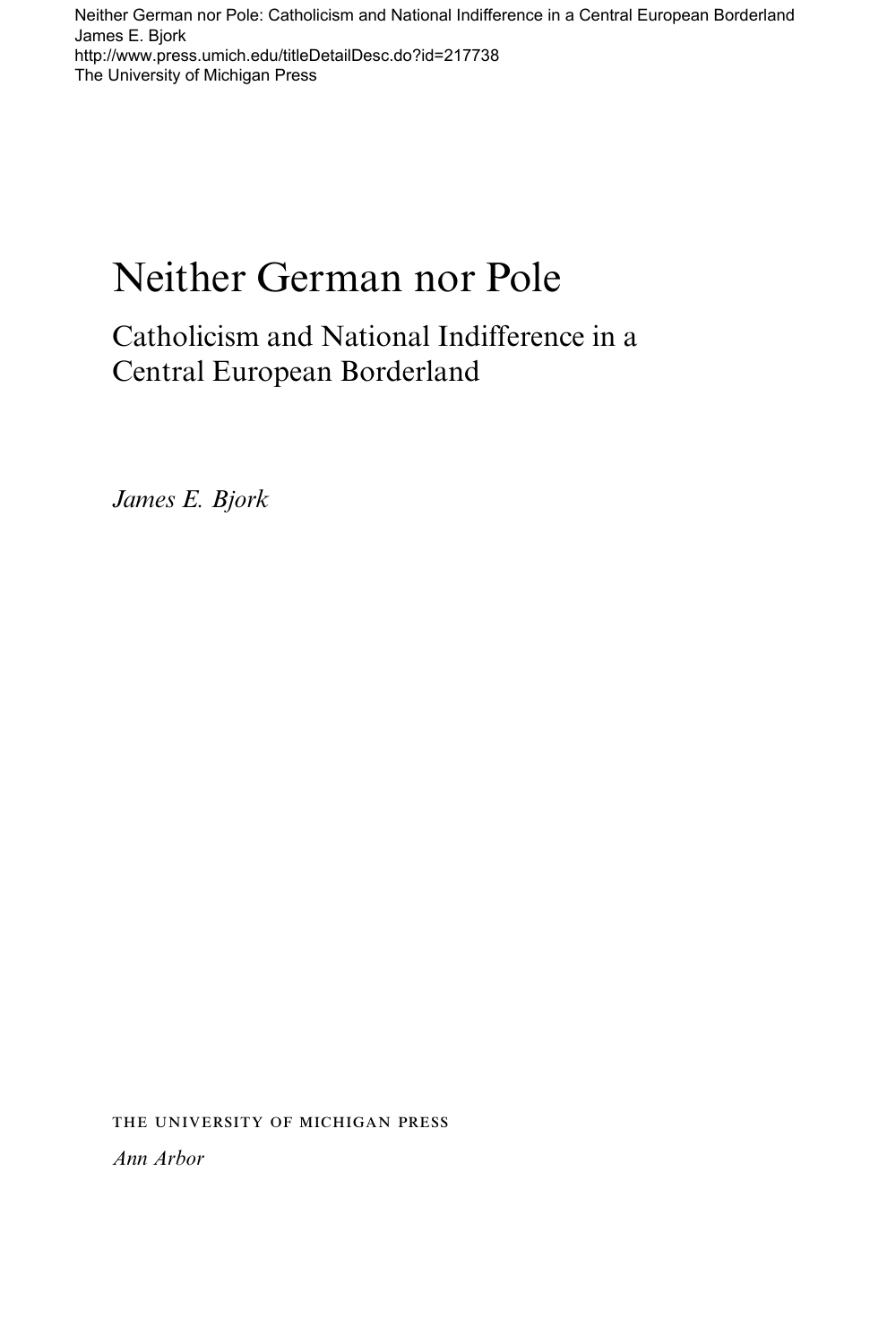# Neither German nor Pole

## Catholicism and National Indifference in a Central European Borderland

*James E. Bjork*

THE UNIVERSITY OF MICHIGAN PRESS

*Ann Arbor*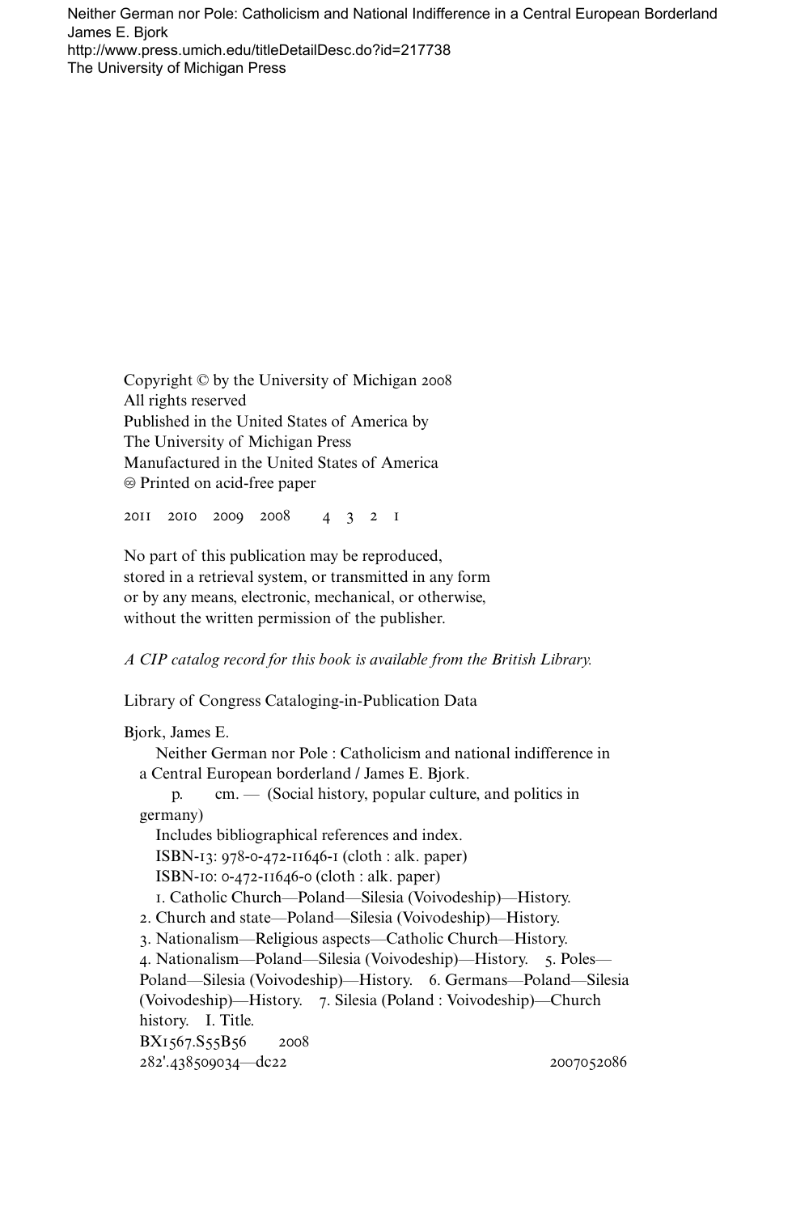Neither German nor Pole: Catholicism and National Indifference in a Central European Borderland
James E. Bjork
http://www.press.umich.edu/titleDetailDesc.do?id=217738
The University of Michigan Press

Copyright © by the University of Michigan 2008
All rights reserved
Published in the United States of America by
The University of Michigan Press
Manufactured in the United States of America
♾ Printed on acid-free paper

2011 2010 2009 2008 4 3 2 1

No part of this publication may be reproduced,
stored in a retrieval system, or transmitted in any form
or by any means, electronic, mechanical, or otherwise,
without the written permission of the publisher.

*A CIP catalog record for this book is available from the British Library.*

Library of Congress Cataloging-in-Publication Data

Bjork, James E.
Neither German nor Pole : Catholicism and national indifference in a Central European borderland / James E. Bjork.
p. cm. — (Social history, popular culture, and politics in germany)
Includes bibliographical references and index.
ISBN-13: 978-0-472-11646-1 (cloth : alk. paper)
ISBN-10: 0-472-11646-0 (cloth : alk. paper)
1. Catholic Church—Poland—Silesia (Voivodeship)—History.
2. Church and state—Poland—Silesia (Voivodeship)—History.
3. Nationalism—Religious aspects—Catholic Church—History.
4. Nationalism—Poland—Silesia (Voivodeship)—History. 5. Poles—Poland—Silesia (Voivodeship)—History. 6. Germans—Poland—Silesia (Voivodeship)—History. 7. Silesia (Poland : Voivodeship)—Church history. I. Title.
BX1567.S55B56 2008
282'.438509034—dc22 2007052086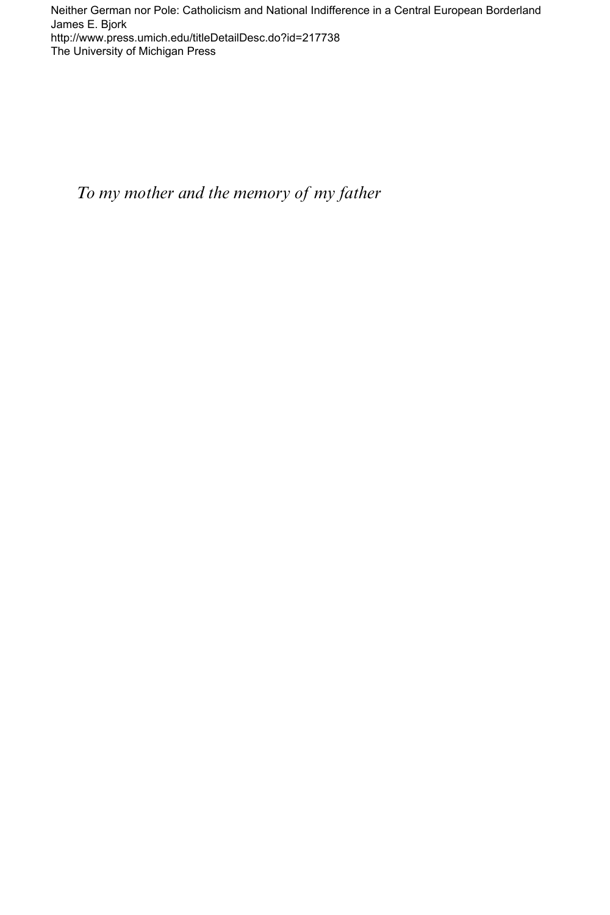*To my mother and the memory of my father*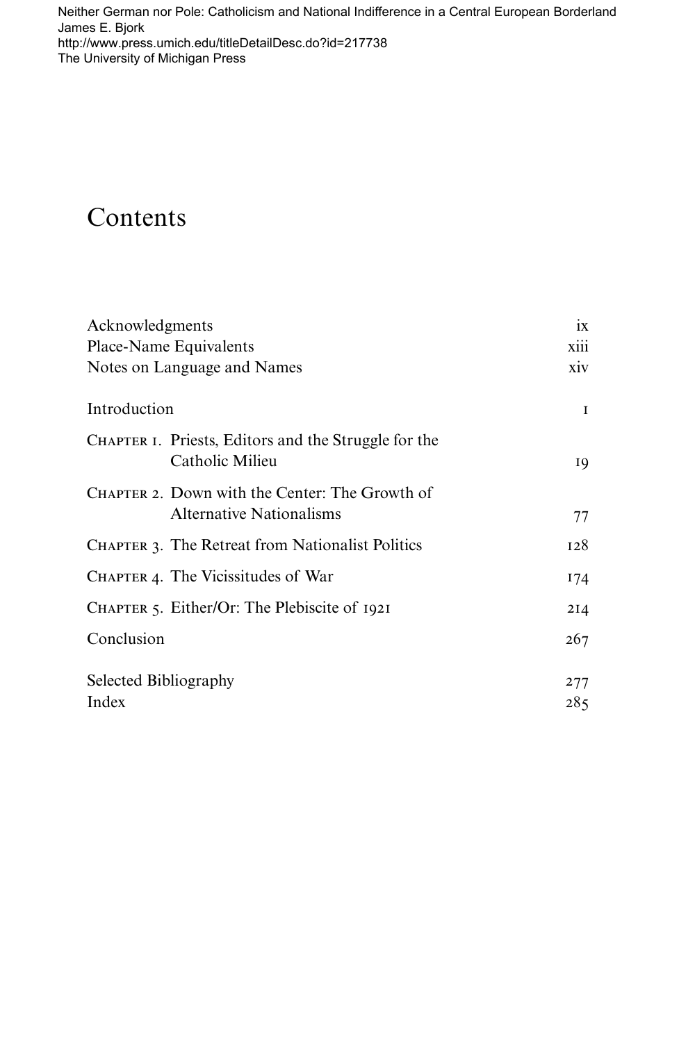Neither German nor Pole: Catholicism and National Indifference in a Central European Borderland
James E. Bjork
http://www.press.umich.edu/titleDetailDesc.do?id=217738
The University of Michigan Press

# Contents

| | |
|---|---|
| Acknowledgments | ix |
| Place-Name Equivalents | xiii |
| Notes on Language and Names | xiv |
| Introduction | 1 |
| Chapter 1. Priests, Editors and the Struggle for the Catholic Milieu | 19 |
| Chapter 2. Down with the Center: The Growth of Alternative Nationalisms | 77 |
| Chapter 3. The Retreat from Nationalist Politics | 128 |
| Chapter 4. The Vicissitudes of War | 174 |
| Chapter 5. Either/Or: The Plebiscite of 1921 | 214 |
| Conclusion | 267 |
| Selected Bibliography | 277 |
| Index | 285 |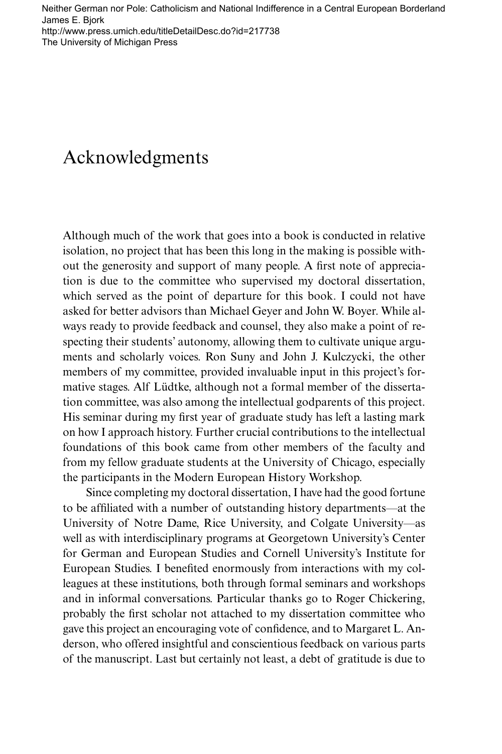# Acknowledgments

Although much of the work that goes into a book is conducted in relative isolation, no project that has been this long in the making is possible without the generosity and support of many people. A first note of appreciation is due to the committee who supervised my doctoral dissertation, which served as the point of departure for this book. I could not have asked for better advisors than Michael Geyer and John W. Boyer. While always ready to provide feedback and counsel, they also make a point of respecting their students' autonomy, allowing them to cultivate unique arguments and scholarly voices. Ron Suny and John J. Kulczycki, the other members of my committee, provided invaluable input in this project's formative stages. Alf Lüdtke, although not a formal member of the dissertation committee, was also among the intellectual godparents of this project. His seminar during my first year of graduate study has left a lasting mark on how I approach history. Further crucial contributions to the intellectual foundations of this book came from other members of the faculty and from my fellow graduate students at the University of Chicago, especially the participants in the Modern European History Workshop.

Since completing my doctoral dissertation, I have had the good fortune to be affiliated with a number of outstanding history departments—at the University of Notre Dame, Rice University, and Colgate University—as well as with interdisciplinary programs at Georgetown University's Center for German and European Studies and Cornell University's Institute for European Studies. I benefited enormously from interactions with my colleagues at these institutions, both through formal seminars and workshops and in informal conversations. Particular thanks go to Roger Chickering, probably the first scholar not attached to my dissertation committee who gave this project an encouraging vote of confidence, and to Margaret L. Anderson, who offered insightful and conscientious feedback on various parts of the manuscript. Last but certainly not least, a debt of gratitude is due to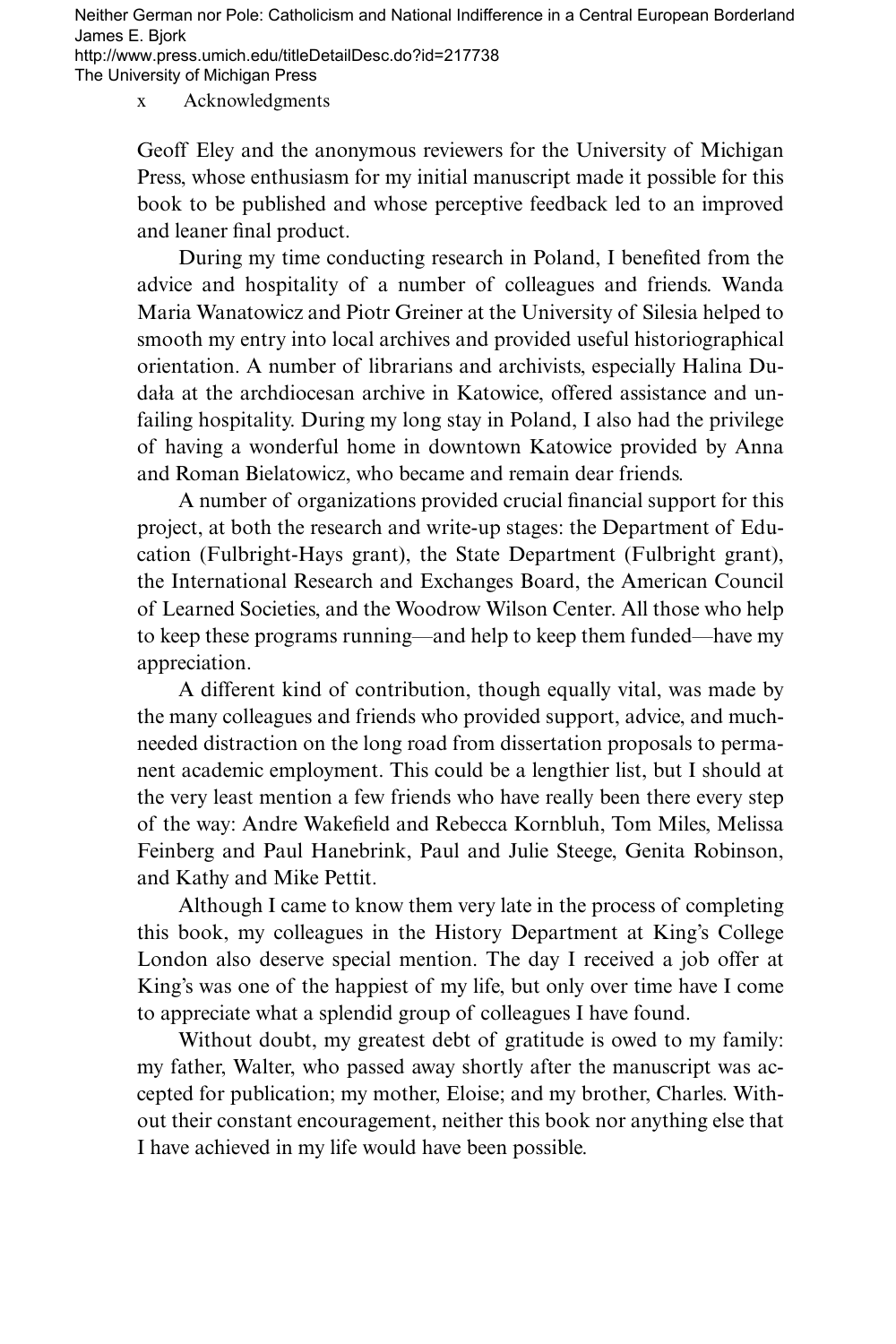Geoff Eley and the anonymous reviewers for the University of Michigan Press, whose enthusiasm for my initial manuscript made it possible for this book to be published and whose perceptive feedback led to an improved and leaner final product.

During my time conducting research in Poland, I benefited from the advice and hospitality of a number of colleagues and friends. Wanda Maria Wanatowicz and Piotr Greiner at the University of Silesia helped to smooth my entry into local archives and provided useful historiographical orientation. A number of librarians and archivists, especially Halina Dudała at the archdiocesan archive in Katowice, offered assistance and unfailing hospitality. During my long stay in Poland, I also had the privilege of having a wonderful home in downtown Katowice provided by Anna and Roman Bielatowicz, who became and remain dear friends.

A number of organizations provided crucial financial support for this project, at both the research and write-up stages: the Department of Education (Fulbright-Hays grant), the State Department (Fulbright grant), the International Research and Exchanges Board, the American Council of Learned Societies, and the Woodrow Wilson Center. All those who help to keep these programs running—and help to keep them funded—have my appreciation.

A different kind of contribution, though equally vital, was made by the many colleagues and friends who provided support, advice, and much-needed distraction on the long road from dissertation proposals to permanent academic employment. This could be a lengthier list, but I should at the very least mention a few friends who have really been there every step of the way: Andre Wakefield and Rebecca Kornbluh, Tom Miles, Melissa Feinberg and Paul Hanebrink, Paul and Julie Steege, Genita Robinson, and Kathy and Mike Pettit.

Although I came to know them very late in the process of completing this book, my colleagues in the History Department at King's College London also deserve special mention. The day I received a job offer at King's was one of the happiest of my life, but only over time have I come to appreciate what a splendid group of colleagues I have found.

Without doubt, my greatest debt of gratitude is owed to my family: my father, Walter, who passed away shortly after the manuscript was accepted for publication; my mother, Eloise; and my brother, Charles. Without their constant encouragement, neither this book nor anything else that I have achieved in my life would have been possible.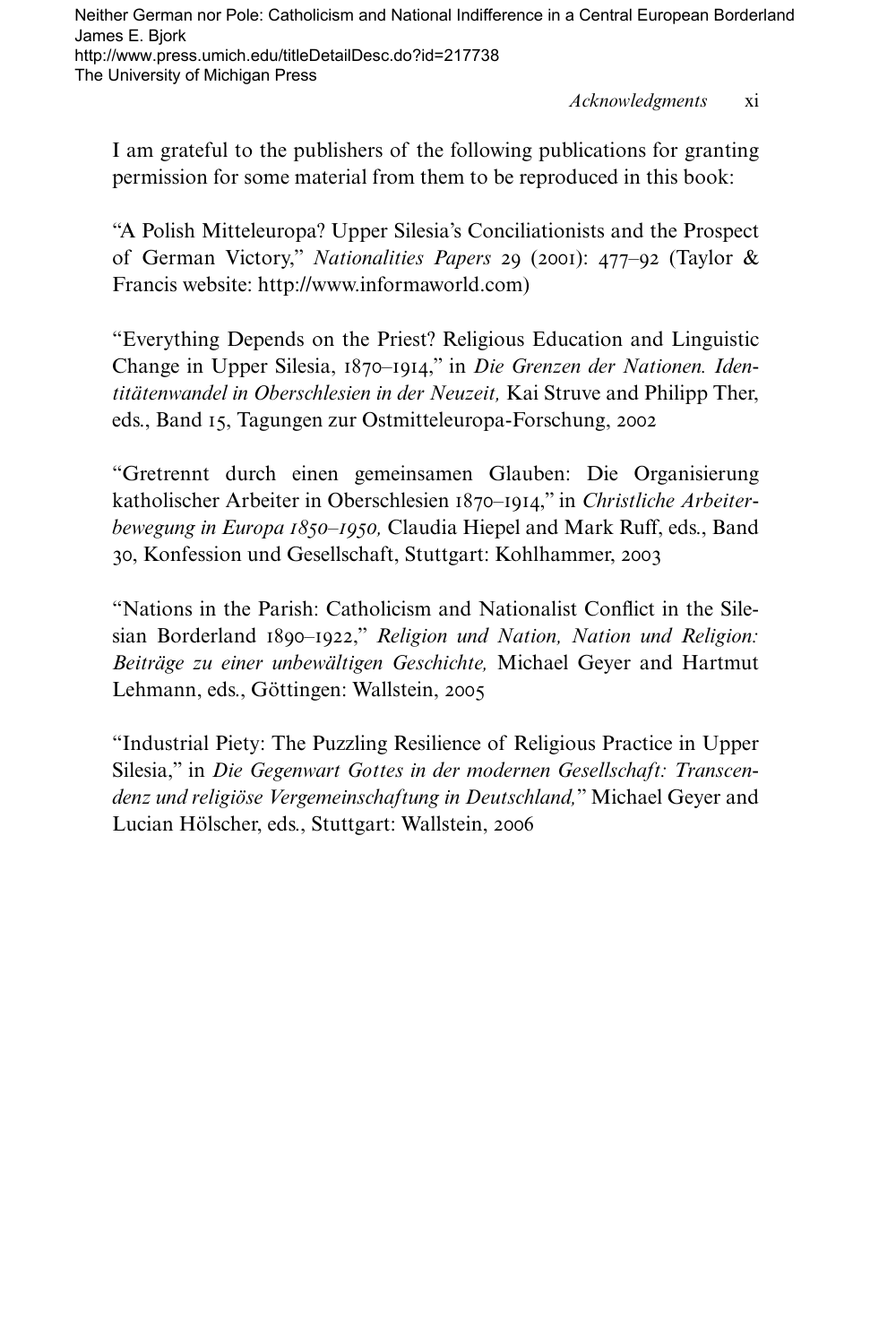I am grateful to the publishers of the following publications for granting permission for some material from them to be reproduced in this book:

"A Polish Mitteleuropa? Upper Silesia's Conciliationists and the Prospect of German Victory," *Nationalities Papers* 29 (2001): 477–92 (Taylor & Francis website: http://www.informaworld.com)

"Everything Depends on the Priest? Religious Education and Linguistic Change in Upper Silesia, 1870–1914," in *Die Grenzen der Nationen. Identitätenwandel in Oberschlesien in der Neuzeit,* Kai Struve and Philipp Ther, eds., Band 15, Tagungen zur Ostmitteleuropa-Forschung, 2002

"Gretrennt durch einen gemeinsamen Glauben: Die Organisierung katholischer Arbeiter in Oberschlesien 1870–1914," in *Christliche Arbeiterbewegung in Europa 1850–1950,* Claudia Hiepel and Mark Ruff, eds., Band 30, Konfession und Gesellschaft, Stuttgart: Kohlhammer, 2003

"Nations in the Parish: Catholicism and Nationalist Conflict in the Silesian Borderland 1890–1922," *Religion und Nation, Nation und Religion: Beiträge zu einer unbewältigen Geschichte,* Michael Geyer and Hartmut Lehmann, eds., Göttingen: Wallstein, 2005

"Industrial Piety: The Puzzling Resilience of Religious Practice in Upper Silesia," in *Die Gegenwart Gottes in der modernen Gesellschaft: Transcendenz und religiöse Vergemeinschaftung in Deutschland,*" Michael Geyer and Lucian Hölscher, eds., Stuttgart: Wallstein, 2006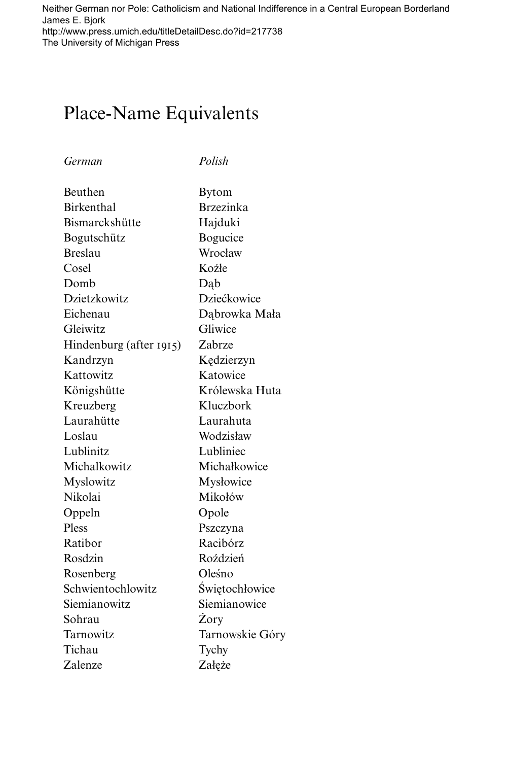# Place-Name Equivalents

| *German* | *Polish* |
| --- | --- |
| Beuthen | Bytom |
| Birkenthal | Brzezinka |
| Bismarckshütte | Hajduki |
| Bogutschütz | Bogucice |
| Breslau | Wrocław |
| Cosel | Koźle |
| Domb | Dąb |
| Dzietzkowitz | Dziećkowice |
| Eichenau | Dąbrowka Mała |
| Gleiwitz | Gliwice |
| Hindenburg (after 1915) | Zabrze |
| Kandrzyn | Kędzierzyn |
| Kattowitz | Katowice |
| Königshütte | Królewska Huta |
| Kreuzberg | Kluczbork |
| Laurahütte | Laurahuta |
| Loslau | Wodzisław |
| Lublinitz | Lubliniec |
| Michalkowitz | Michałkowice |
| Myslowitz | Mysłowice |
| Nikolai | Mikołów |
| Oppeln | Opole |
| Pless | Pszczyna |
| Ratibor | Racibórz |
| Rosdzin | Roździeń |
| Rosenberg | Olesno |
| Schwientochlowitz | Świętochłowice |
| Siemianowitz | Siemianowice |
| Sohrau | Żory |
| Tarnowitz | Tarnowskie Góry |
| Tichau | Tychy |
| Zalenze | Załęże |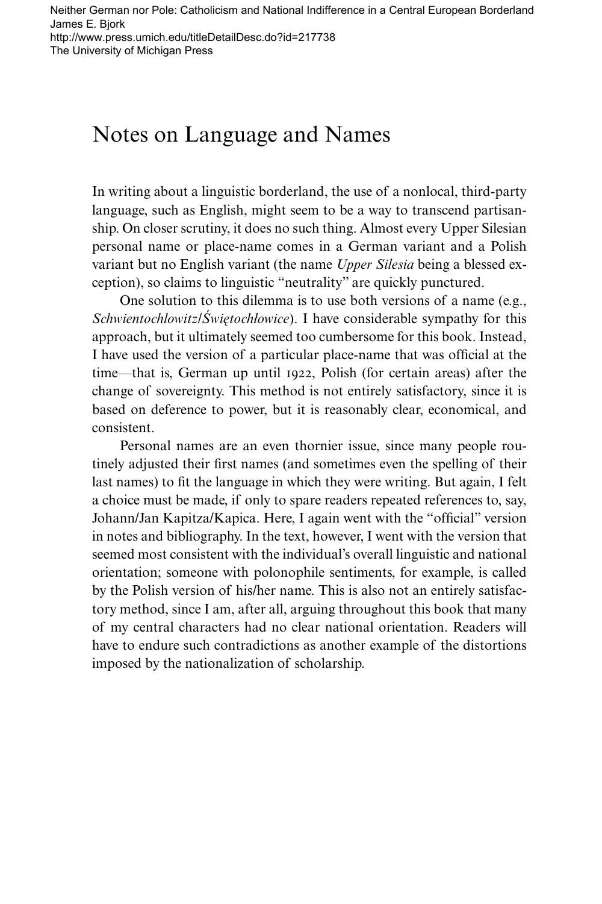# Notes on Language and Names

In writing about a linguistic borderland, the use of a nonlocal, third-party language, such as English, might seem to be a way to transcend partisanship. On closer scrutiny, it does no such thing. Almost every Upper Silesian personal name or place-name comes in a German variant and a Polish variant but no English variant (the name *Upper Silesia* being a blessed exception), so claims to linguistic "neutrality" are quickly punctured.

One solution to this dilemma is to use both versions of a name (e.g., *Schwientochlowitz/Świętochłowice*). I have considerable sympathy for this approach, but it ultimately seemed too cumbersome for this book. Instead, I have used the version of a particular place-name that was official at the time—that is, German up until 1922, Polish (for certain areas) after the change of sovereignty. This method is not entirely satisfactory, since it is based on deference to power, but it is reasonably clear, economical, and consistent.

Personal names are an even thornier issue, since many people routinely adjusted their first names (and sometimes even the spelling of their last names) to fit the language in which they were writing. But again, I felt a choice must be made, if only to spare readers repeated references to, say, Johann/Jan Kapitza/Kapica. Here, I again went with the "official" version in notes and bibliography. In the text, however, I went with the version that seemed most consistent with the individual's overall linguistic and national orientation; someone with polonophile sentiments, for example, is called by the Polish version of his/her name. This is also not an entirely satisfactory method, since I am, after all, arguing throughout this book that many of my central characters had no clear national orientation. Readers will have to endure such contradictions as another example of the distortions imposed by the nationalization of scholarship.